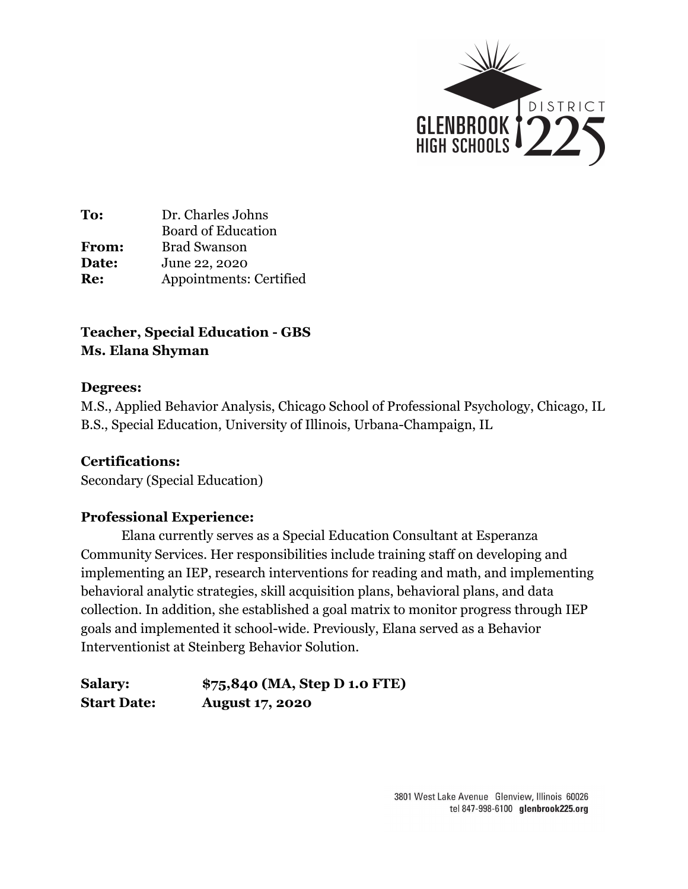**To:** Dr. Charles Johns
Board of Education
**From:** Brad Swanson
**Date:** June 22, 2020
**Re:** Appointments: Certified

**Teacher, Special Education - GBS**
**Ms. Elana Shyman**

**Degrees:**
M.S., Applied Behavior Analysis, Chicago School of Professional Psychology, Chicago, IL
B.S., Special Education, University of Illinois, Urbana-Champaign, IL

**Certifications:**
Secondary (Special Education)

**Professional Experience:**

Elana currently serves as a Special Education Consultant at Esperanza Community Services. Her responsibilities include training staff on developing and implementing an IEP, research interventions for reading and math, and implementing behavioral analytic strategies, skill acquisition plans, behavioral plans, and data collection. In addition, she established a goal matrix to monitor progress through IEP goals and implemented it school-wide. Previously, Elana served as a Behavior Interventionist at Steinberg Behavior Solution.

**Salary:** **$75,840 (MA, Step D 1.0 FTE)**
**Start Date:** **August 17, 2020**

3801 West Lake Avenue Glenview, Illinois 60026
tel 847-998-6100 glenbrook225.org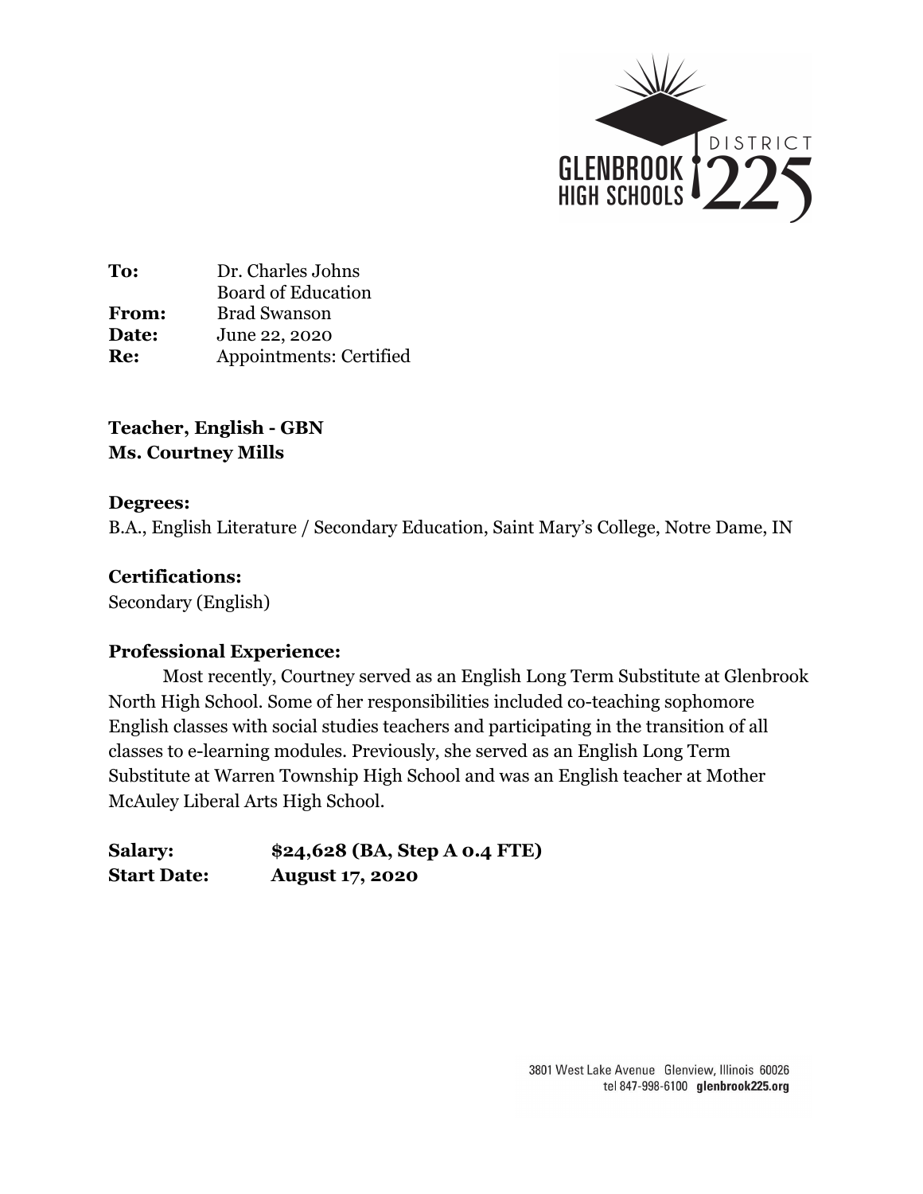**To:** Dr. Charles Johns
Board of Education
**From:** Brad Swanson
**Date:** June 22, 2020
**Re:** Appointments: Certified

**Teacher, English - GBN**
**Ms. Courtney Mills**

**Degrees:**
B.A., English Literature / Secondary Education, Saint Mary's College, Notre Dame, IN

**Certifications:**
Secondary (English)

**Professional Experience:**

Most recently, Courtney served as an English Long Term Substitute at Glenbrook North High School. Some of her responsibilities included co-teaching sophomore English classes with social studies teachers and participating in the transition of all classes to e-learning modules. Previously, she served as an English Long Term Substitute at Warren Township High School and was an English teacher at Mother McAuley Liberal Arts High School.

**Salary:** **$24,628 (BA, Step A 0.4 FTE)**
**Start Date:** **August 17, 2020**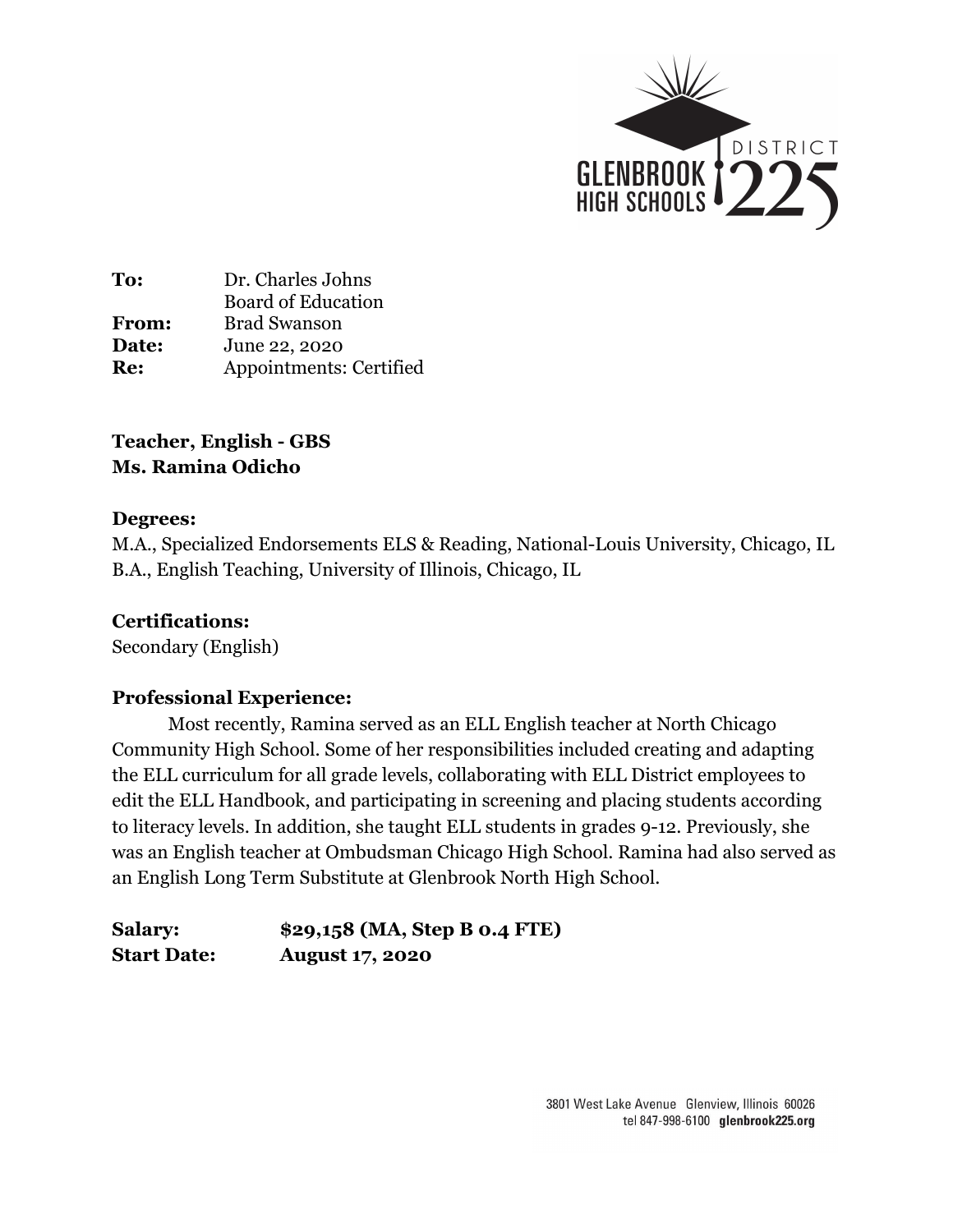**To:** Dr. Charles Johns
Board of Education
**From:** Brad Swanson
**Date:** June 22, 2020
**Re:** Appointments: Certified

**Teacher, English - GBS**
**Ms. Ramina Odicho**

**Degrees:**
M.A., Specialized Endorsements ELS & Reading, National-Louis University, Chicago, IL
B.A., English Teaching, University of Illinois, Chicago, IL

**Certifications:**
Secondary (English)

**Professional Experience:**

Most recently, Ramina served as an ELL English teacher at North Chicago Community High School. Some of her responsibilities included creating and adapting the ELL curriculum for all grade levels, collaborating with ELL District employees to edit the ELL Handbook, and participating in screening and placing students according to literacy levels. In addition, she taught ELL students in grades 9-12. Previously, she was an English teacher at Ombudsman Chicago High School. Ramina had also served as an English Long Term Substitute at Glenbrook North High School.

**Salary:** **$29,158 (MA, Step B 0.4 FTE)**
**Start Date:** **August 17, 2020**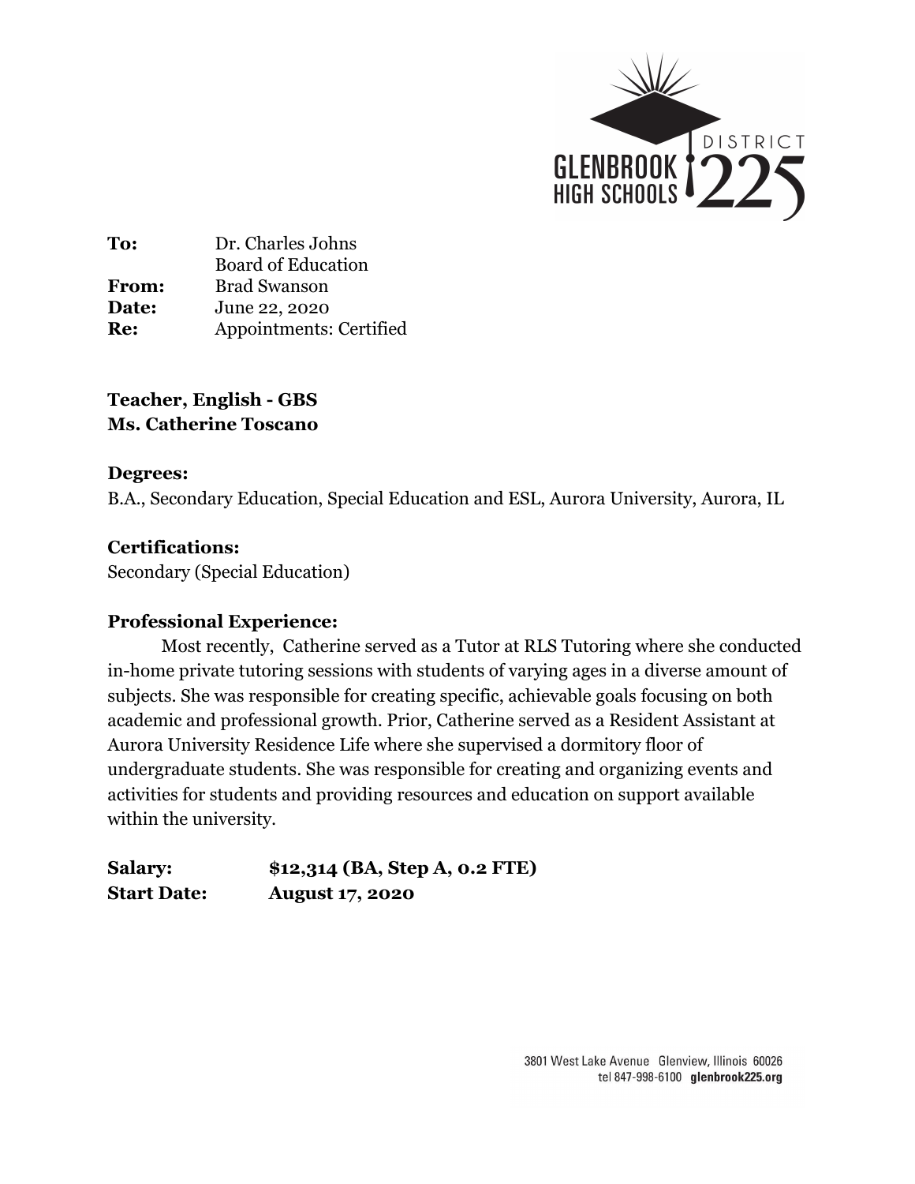**To:** Dr. Charles Johns
Board of Education
**From:** Brad Swanson
**Date:** June 22, 2020
**Re:** Appointments: Certified

**Teacher, English - GBS**
**Ms. Catherine Toscano**

**Degrees:**
B.A., Secondary Education, Special Education and ESL, Aurora University, Aurora, IL

**Certifications:**
Secondary (Special Education)

**Professional Experience:**

Most recently, Catherine served as a Tutor at RLS Tutoring where she conducted in-home private tutoring sessions with students of varying ages in a diverse amount of subjects. She was responsible for creating specific, achievable goals focusing on both academic and professional growth. Prior, Catherine served as a Resident Assistant at Aurora University Residence Life where she supervised a dormitory floor of undergraduate students. She was responsible for creating and organizing events and activities for students and providing resources and education on support available within the university.

**Salary:** **$12,314 (BA, Step A, 0.2 FTE)**
**Start Date:** **August 17, 2020**

3801 West Lake Avenue Glenview, Illinois 60026
tel 847-998-6100 glenbrook225.org